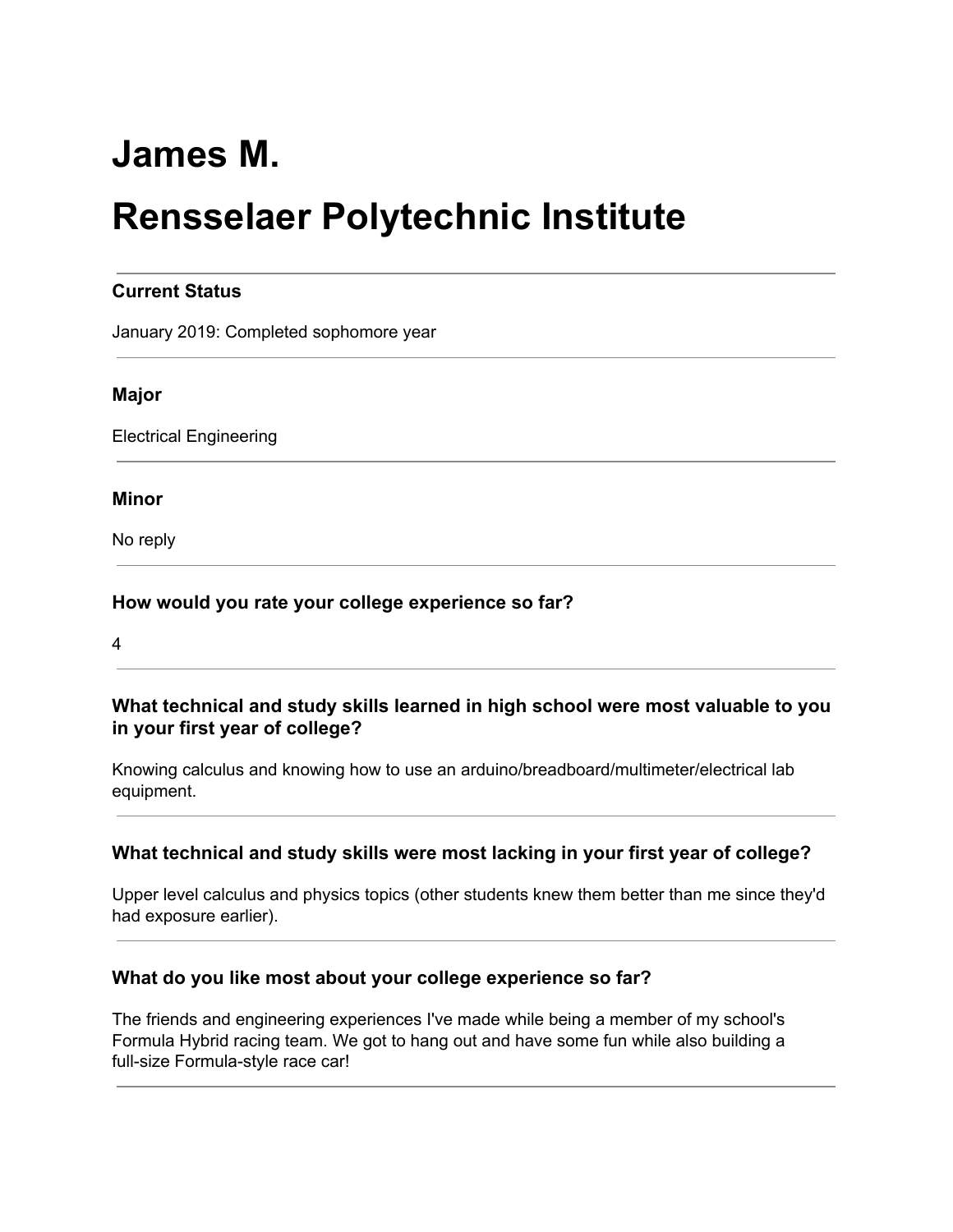# James M.

# Rensselaer Polytechnic Institute

---

### Current Status

January 2019: Completed sophomore year

---

### Major

Electrical Engineering

---

### Minor

No reply

---

### How would you rate your college experience so far?

4

---

### What technical and study skills learned in high school were most valuable to you in your first year of college?

Knowing calculus and knowing how to use an arduino/breadboard/multimeter/electrical lab equipment.

---

### What technical and study skills were most lacking in your first year of college?

Upper level calculus and physics topics (other students knew them better than me since they'd had exposure earlier).

---

### What do you like most about your college experience so far?

The friends and engineering experiences I've made while being a member of my school's Formula Hybrid racing team. We got to hang out and have some fun while also building a full-size Formula-style race car!

---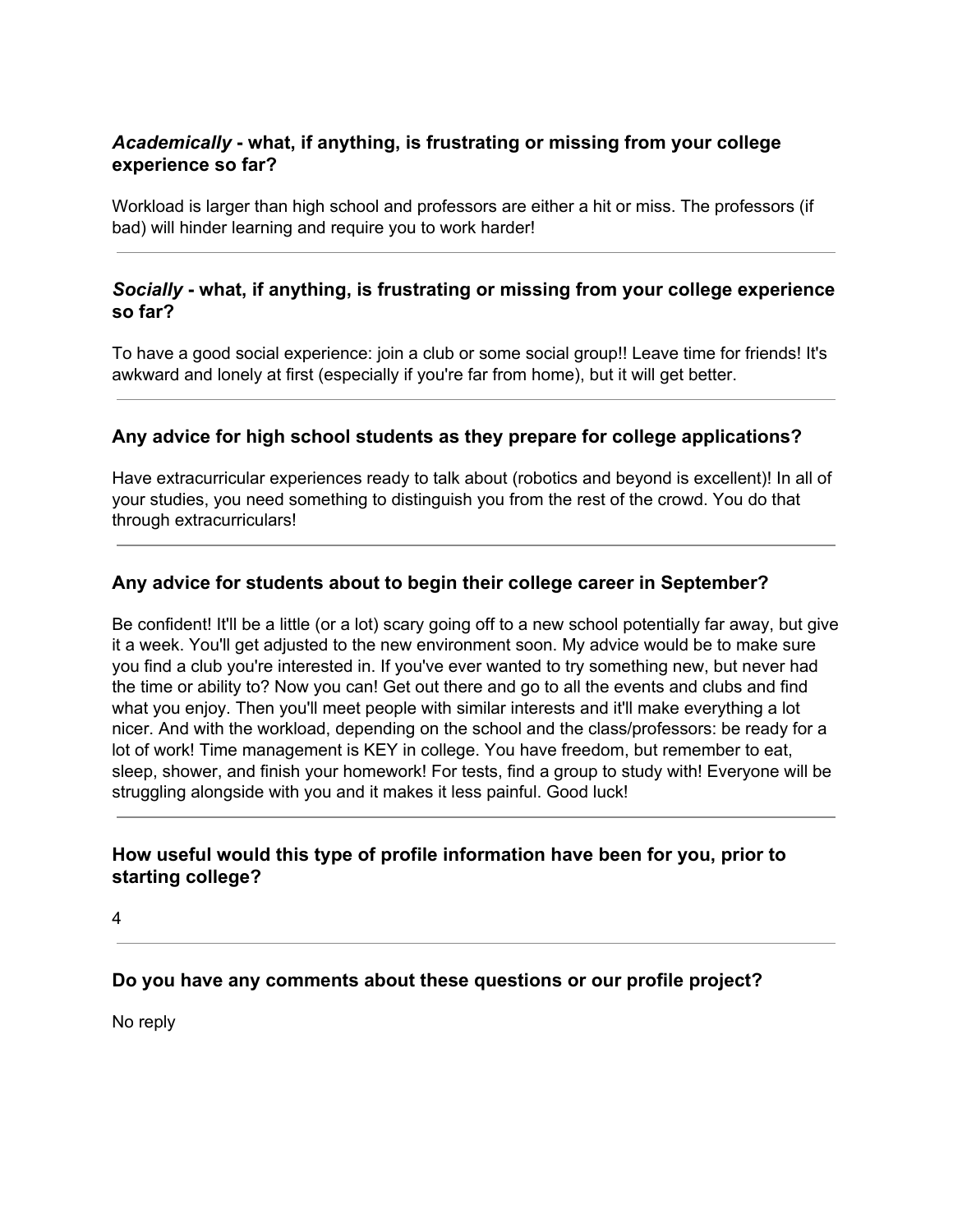### *Academically* - what, if anything, is frustrating or missing from your college experience so far?

Workload is larger than high school and professors are either a hit or miss. The professors (if bad) will hinder learning and require you to work harder!

---

### *Socially* - what, if anything, is frustrating or missing from your college experience so far?

To have a good social experience: join a club or some social group!! Leave time for friends! It's awkward and lonely at first (especially if you're far from home), but it will get better.

---

### Any advice for high school students as they prepare for college applications?

Have extracurricular experiences ready to talk about (robotics and beyond is excellent)! In all of your studies, you need something to distinguish you from the rest of the crowd. You do that through extracurriculars!

---

### Any advice for students about to begin their college career in September?

Be confident! It'll be a little (or a lot) scary going off to a new school potentially far away, but give it a week. You'll get adjusted to the new environment soon. My advice would be to make sure you find a club you're interested in. If you've ever wanted to try something new, but never had the time or ability to? Now you can! Get out there and go to all the events and clubs and find what you enjoy. Then you'll meet people with similar interests and it'll make everything a lot nicer. And with the workload, depending on the school and the class/professors: be ready for a lot of work! Time management is KEY in college. You have freedom, but remember to eat, sleep, shower, and finish your homework! For tests, find a group to study with! Everyone will be struggling alongside with you and it makes it less painful. Good luck!

---

### How useful would this type of profile information have been for you, prior to starting college?

4

---

### Do you have any comments about these questions or our profile project?

No reply